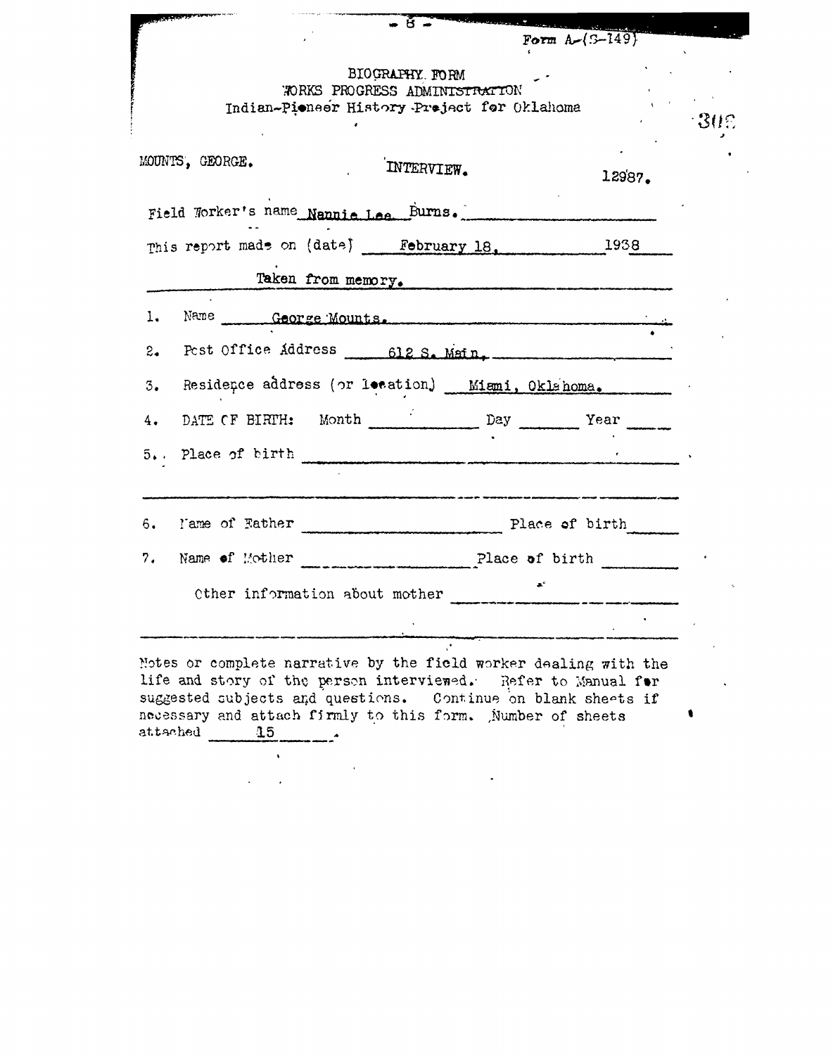Form A-(S-149)

BIOGRAPHY FORM
WORKS PROGRESS ADMINISTRATION
Indian-Pioneer History Project for Oklahoma

MOUNTS, GEORGE. INTERVIEW. 12987.

Field Worker's name Nannie Lee Burns.

This report made on (date) February 18, 1938

Taken from memory.

1. Name George Mounts.

2. Post Office Address 612 S. Main.

3. Residence address (or location) Miami, Oklahoma.

4. DATE OF BIRTH: Month ________ Day ________ Year ________

5. Place of birth ________

6. Name of Father ________ Place of birth ________

7. Name of Mother ________ Place of birth ________

Other information about mother ________

Notes or complete narrative by the field worker dealing with the life and story of the person interviewed. Refer to Manual for suggested subjects and questions. Continue on blank sheets if necessary and attach firmly to this form. Number of sheets attached 15.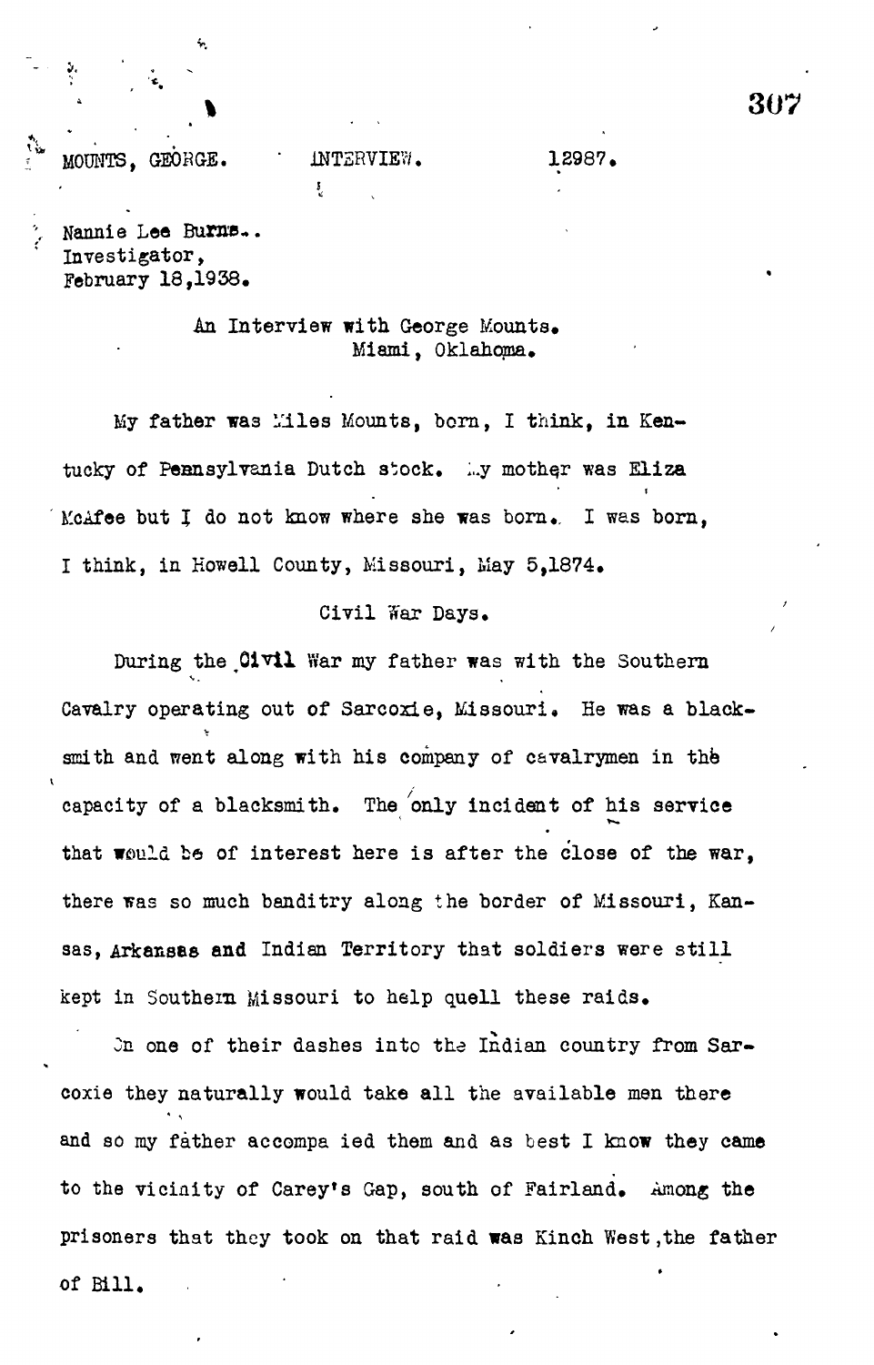MOUNTS, GEORGE. INTERVIEW. 12987.

Nannie Lee Burns..
Investigator,
February 18,1938.

An Interview with George Mounts.
Miami, Oklahoma.

My father was Miles Mounts, born, I think, in Kentucky of Pennsylvania Dutch stock. My mother was Eliza McAfee but I do not know where she was born. I was born, I think, in Howell County, Missouri, May 5,1874.

## Civil War Days.

During the Civil War my father was with the Southern Cavalry operating out of Sarcoxie, Missouri. He was a blacksmith and went along with his company of cavalrymen in the capacity of a blacksmith. The only incident of his service that would be of interest here is after the close of the war, there was so much banditry along the border of Missouri, Kansas, Arkansas and Indian Territory that soldiers were still kept in Southern Missouri to help quell these raids.

On one of their dashes into the Indian country from Sarcoxie they naturally would take all the available men there and so my father accompa ied them and as best I know they came to the vicinity of Carey's Gap, south of Fairland. Among the prisoners that they took on that raid was Kinch West, the father of Bill.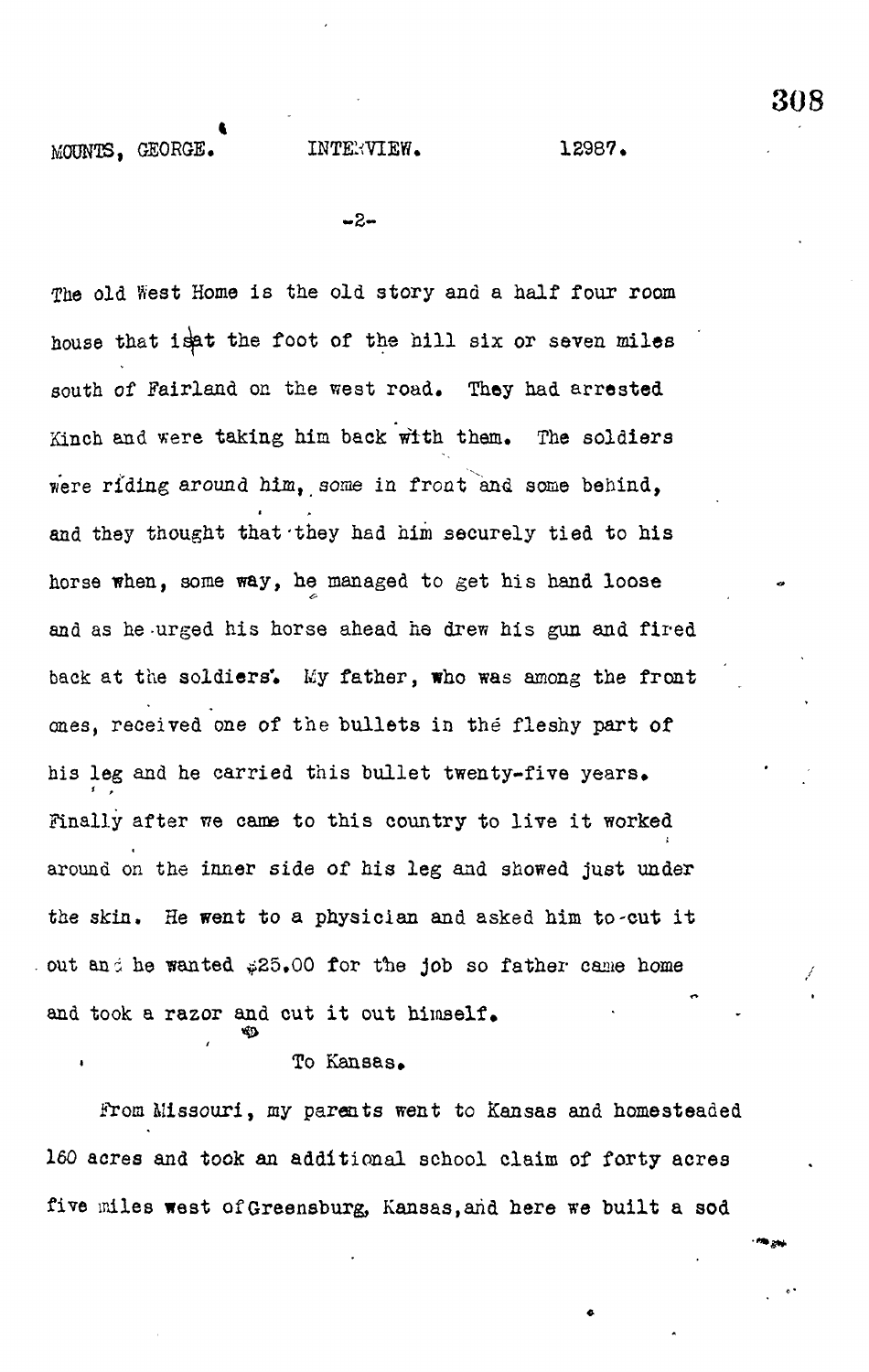The old West Home is the old story and a half four room house that is at the foot of the hill six or seven miles south of Fairland on the west road. They had arrested Kinch and were taking him back with them. The soldiers were riding around him, some in front and some behind, and they thought that they had him securely tied to his horse when, some way, he managed to get his hand loose and as he urged his horse ahead he drew his gun and fired back at the soldiers. My father, who was among the front ones, received one of the bullets in the fleshy part of his leg and he carried this bullet twenty-five years. Finally after we came to this country to live it worked around on the inner side of his leg and showed just under the skin. He went to a physician and asked him to cut it out and he wanted $25.00 for the job so father came home and took a razor and cut it out himself.

## To Kansas.

From Missouri, my parents went to Kansas and homesteaded 160 acres and took an additional school claim of forty acres five miles west of Greensburg, Kansas, and here we built a sod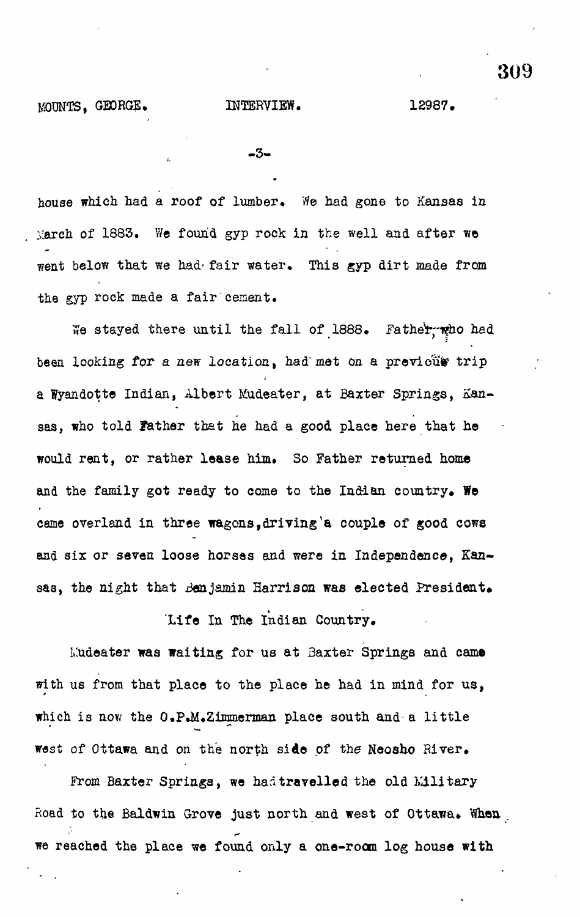house which had a roof of lumber. We had gone to Kansas in March of 1883. We found gyp rock in the well and after we went below that we had fair water. This gyp dirt made from the gyp rock made a fair cement.

We stayed there until the fall of 1888. Father, who had been looking for a new location, had met on a previous trip a Wyandotte Indian, Albert Mudeater, at Baxter Springs, Kansas, who told Father that he had a good place here that he would rent, or rather lease him. So Father returned home and the family got ready to come to the Indian country. We came overland in three wagons, driving a couple of good cows and six or seven loose horses and were in Independence, Kansas, the night that Benjamin Harrison was elected President.

## Life In The Indian Country.

Mudeater was waiting for us at Baxter Springs and came with us from that place to the place he had in mind for us, which is now the O.P.M.Zimmerman place south and a little west of Ottawa and on the north side of the Neosho River.

From Baxter Springs, we had travelled the old Military Road to the Baldwin Grove just north and west of Ottawa. When we reached the place we found only a one-room log house with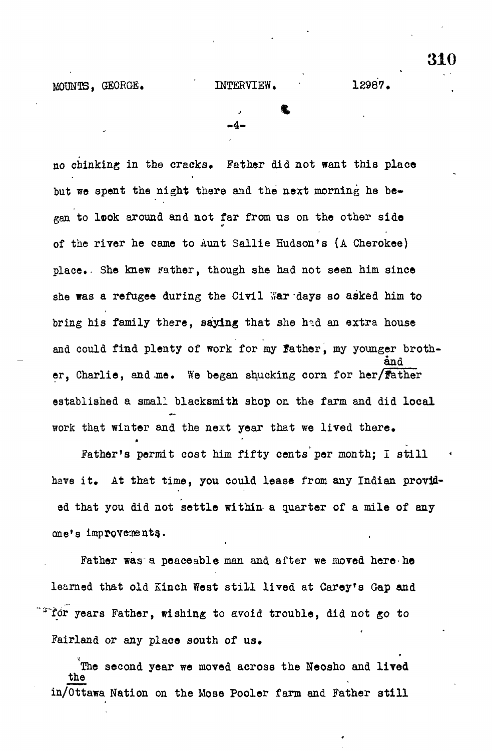no chinking in the cracks. Father did not want this place but we spent the night there and the next morning he began to look around and not far from us on the other side of the river he came to Aunt Sallie Hudson's (A Cherokee) place. She knew Father, though she had not seen him since she was a refugee during the Civil War days so asked him to bring his family there, saying that she had an extra house and could find plenty of work for my father, my younger brother, Charlie, and me. We began shucking corn for her and Father established a small blacksmith shop on the farm and did local work that winter and the next year that we lived there.

Father's permit cost him fifty cents per month; I still have it. At that time, you could lease from any Indian provided that you did not settle within a quarter of a mile of any one's improvements.

Father was a peaceable man and after we moved here he learned that old Kinch West still lived at Carey's Gap and for years Father, wishing to avoid trouble, did not go to Fairland or any place south of us.

The second year we moved across the Neosho and lived in the Ottawa Nation on the Mose Pooler farm and Father still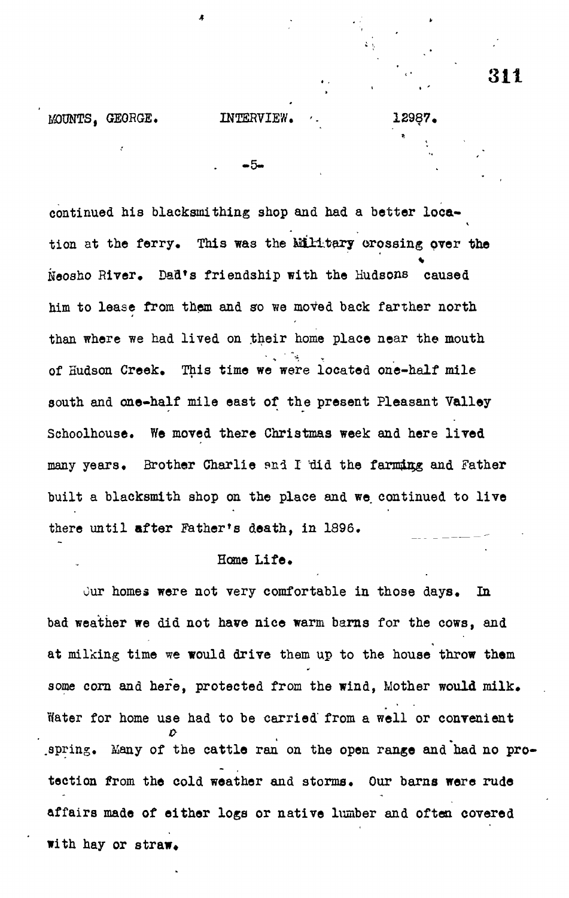continued his blacksmithing shop and had a better location at the ferry. This was the Military crossing over the Neosho River. Dad's friendship with the Hudsons caused him to lease from them and so we moved back farther north than where we had lived on their home place near the mouth of Hudson Creek. This time we were located one-half mile south and one-half mile east of the present Pleasant Valley Schoolhouse. We moved there Christmas week and here lived many years. Brother Charlie and I did the farming and Father built a blacksmith shop on the place and we continued to live there until after Father's death, in 1896.

## Home Life.

Our homes were not very comfortable in those days. In bad weather we did not have nice warm barns for the cows, and at milking time we would drive them up to the house throw them some corn and here, protected from the wind, Mother would milk. Water for home use had to be carried from a well or convenient spring. Many of the cattle ran on the open range and had no protection from the cold weather and storms. Our barns were rude affairs made of either logs or native lumber and often covered with hay or straw.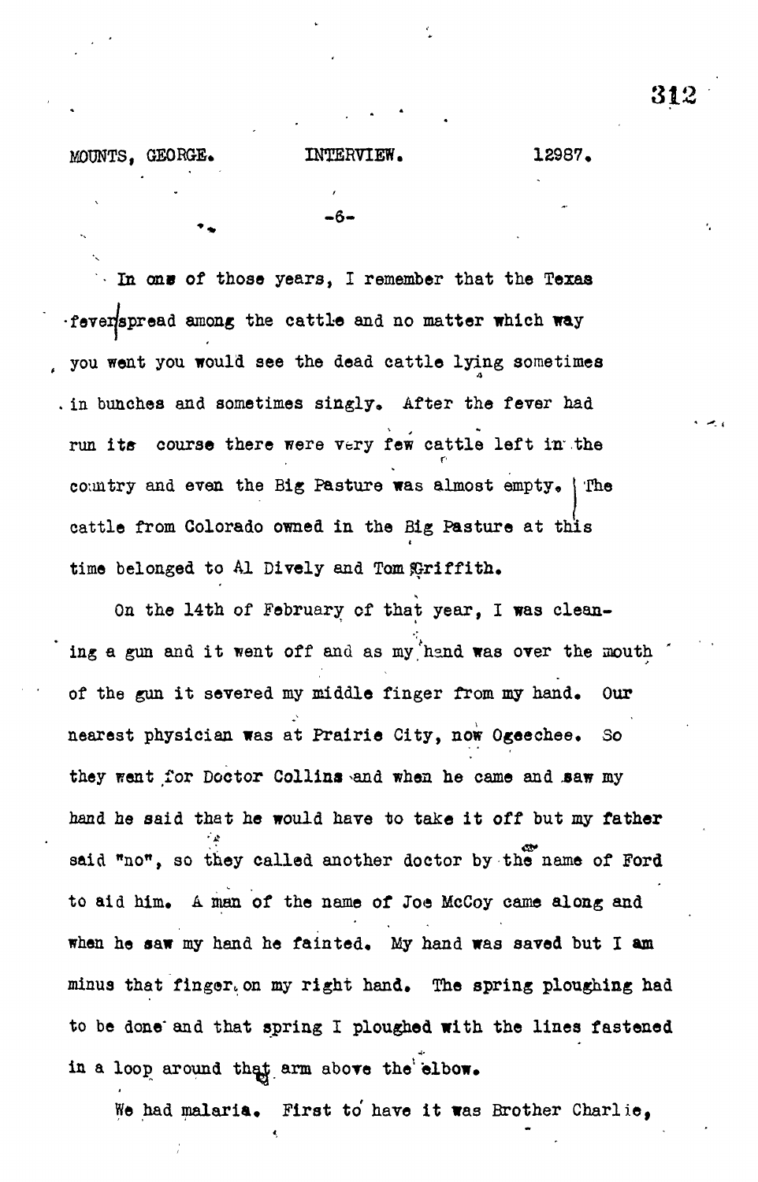MOUNTS, GEORGE. INTERVIEW. 12987.

-6-

In one of those years, I remember that the Texas fever spread among the cattle and no matter which way you went you would see the dead cattle lying sometimes in bunches and sometimes singly. After the fever had run its course there were very few cattle left in the country and even the Big Pasture was almost empty. The cattle from Colorado owned in the Big Pasture at this time belonged to Al Dively and Tom Griffith.

On the 14th of February of that year, I was cleaning a gun and it went off and as my hand was over the mouth of the gun it severed my middle finger from my hand. Our nearest physician was at Prairie City, now Ogeechee. So they went for Doctor Collins and when he came and saw my hand he said that he would have to take it off but my father said "no", so they called another doctor by the name of Ford to aid him. A man of the name of Joe McCoy came along and when he saw my hand he fainted. My hand was saved but I am minus that finger on my right hand. The spring ploughing had to be done and that spring I ploughed with the lines fastened in a loop around that arm above the elbow.

We had malaria. First to have it was Brother Charlie,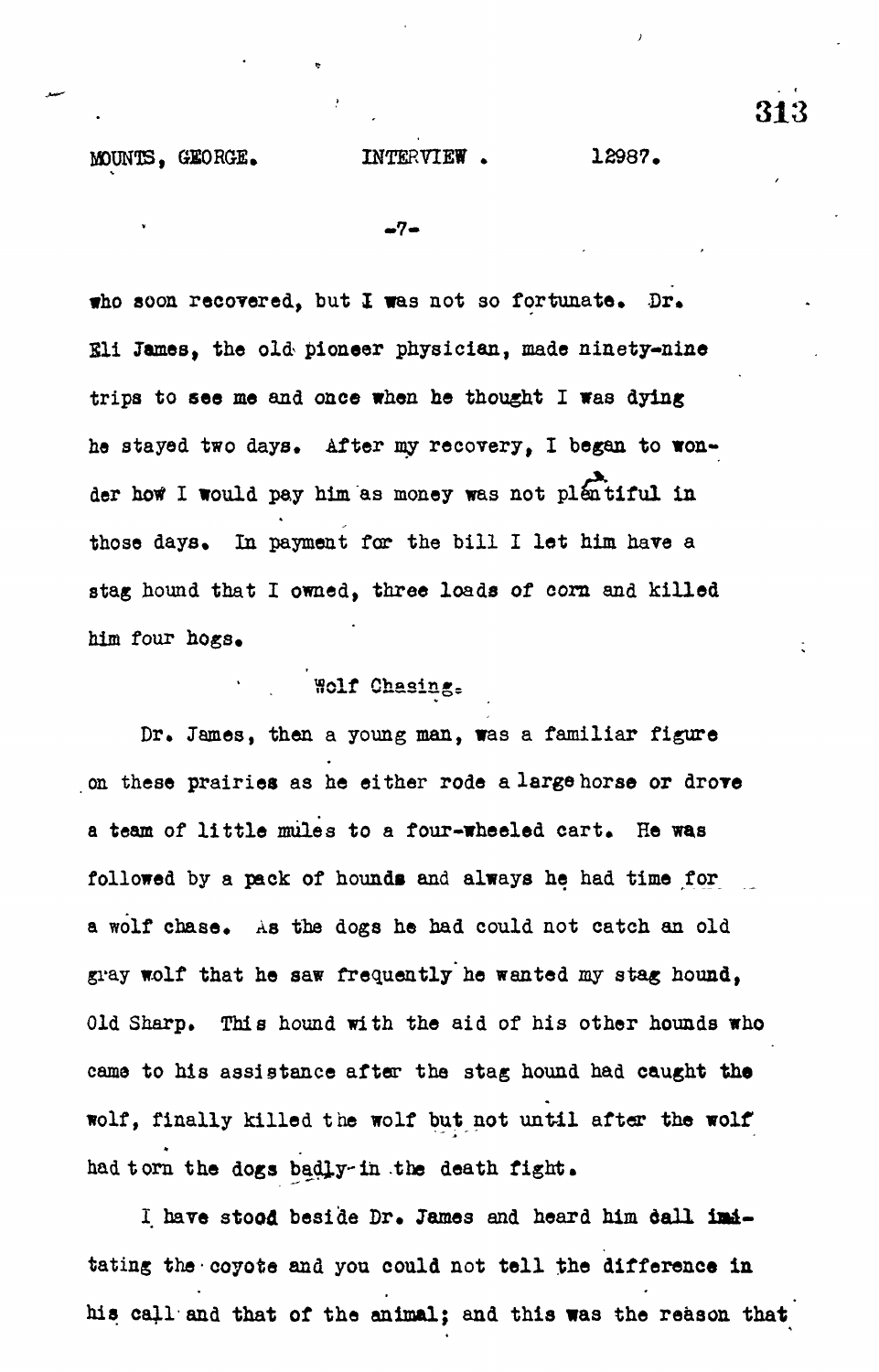who soon recovered, but I was not so fortunate. Dr. Eli James, the old pioneer physician, made ninety-nine trips to see me and once when he thought I was dying he stayed two days. After my recovery, I began to wonder how I would pay him as money was not plentiful in those days. In payment for the bill I let him have a stag hound that I owned, three loads of corn and killed him four hogs.

## Wolf Chasing.

Dr. James, then a young man, was a familiar figure on these prairies as he either rode a large horse or drove a team of little mules to a four-wheeled cart. He was followed by a pack of hounds and always he had time for a wolf chase. As the dogs he had could not catch an old gray wolf that he saw frequently he wanted my stag hound, Old Sharp. This hound with the aid of his other hounds who came to his assistance after the stag hound had caught the wolf, finally killed the wolf but not until after the wolf had torn the dogs badly in the death fight.

I have stood beside Dr. James and heard him call imitating the coyote and you could not tell the difference in his call and that of the animal; and this was the reason that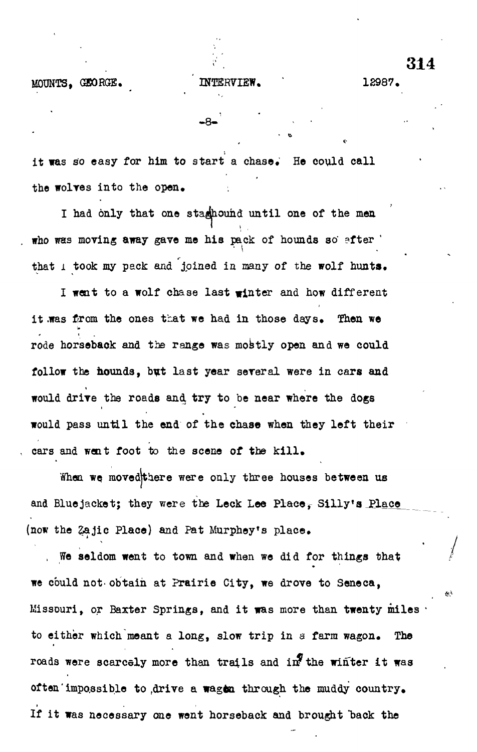it was so easy for him to start a chase. He could call the wolves into the open.

I had only that one staghound until one of the men who was moving away gave me his pack of hounds so after that I took my pack and joined in many of the wolf hunts.

I went to a wolf chase last winter and how different it was from the ones that we had in those days. Then we rode horseback and the range was mostly open and we could follow the hounds, but last year several were in cars and would drive the roads and try to be near where the dogs would pass until the end of the chase when they left their cars and went foot to the scene of the kill.

When we moved there were only three houses between us and Bluejacket; they were the Leck Lee Place, Silly's Place (now the Zajic Place) and Pat Murphey's place.

We seldom went to town and when we did for things that we could not obtain at Prairie City, we drove to Seneca, Missouri, or Baxter Springs, and it was more than twenty miles to either which meant a long, slow trip in a farm wagon. The roads were scarcely more than trails and in the winter it was often impossible to drive a wagon through the muddy country. If it was necessary one went horseback and brought back the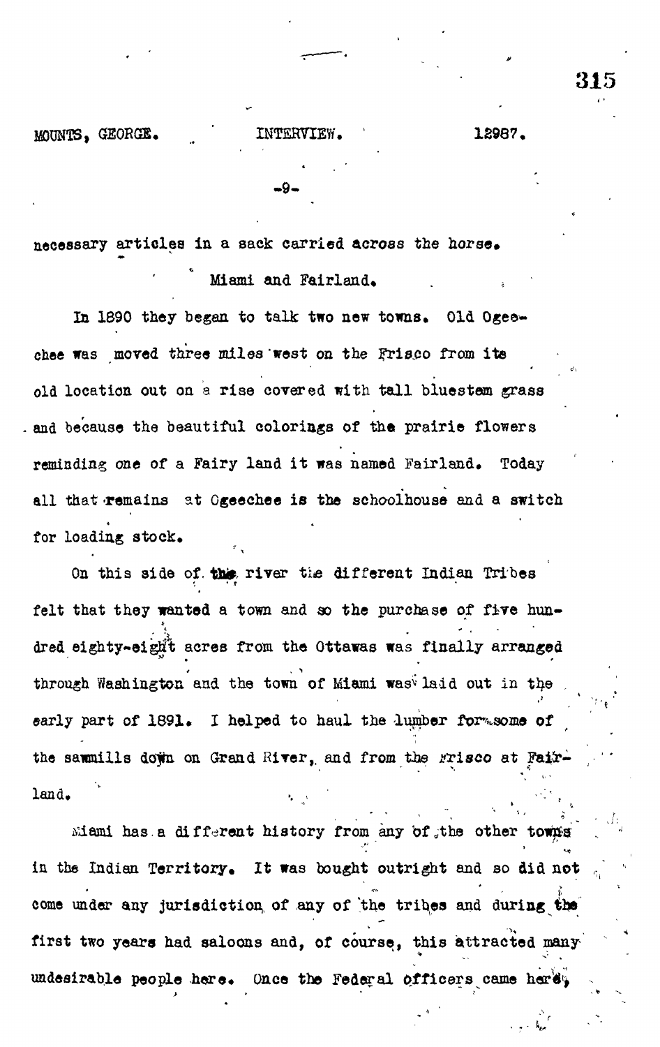necessary articles in a sack carried across the horse.

Miami and Fairland.

In 1890 they began to talk two new towns. Old Ogeechee was moved three miles west on the Frisco from its old location out on a rise covered with tall bluestem grass and because the beautiful colorings of the prairie flowers reminding one of a Fairy land it was named Fairland. Today all that remains at Ogeechee is the schoolhouse and a switch for loading stock.

On this side of the river the different Indian Tribes felt that they wanted a town and so the purchase of five hundred eighty-eight acres from the Ottawas was finally arranged through Washington and the town of Miami was laid out in the early part of 1891. I helped to haul the lumber for some of the sawmills down on Grand River, and from the Frisco at Fairland.

Miami has a different history from any of the other towns in the Indian Territory. It was bought outright and so did not come under any jurisdiction of any of the tribes and during the first two years had saloons and, of course, this attracted many undesirable people here. Once the Federal officers came here,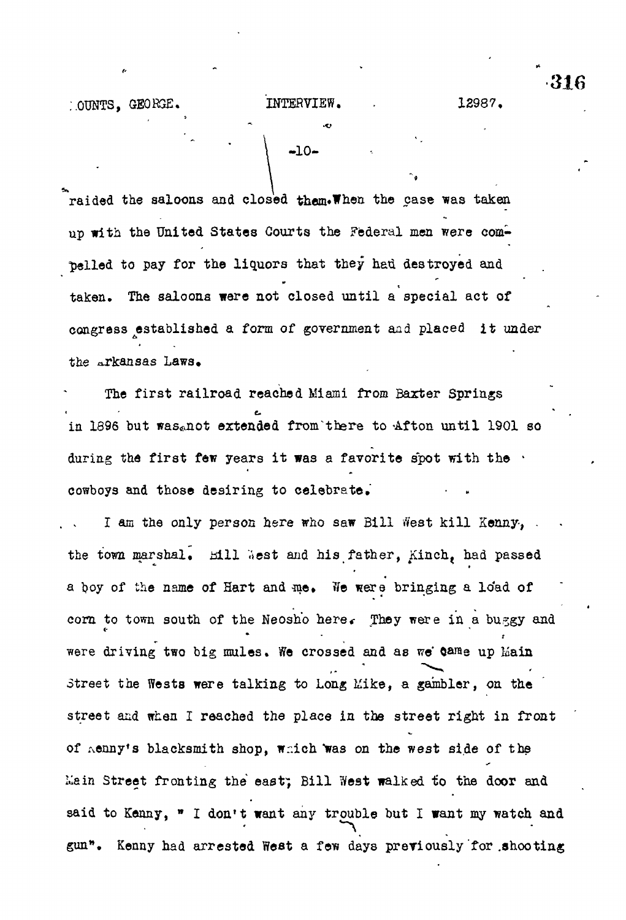raided the saloons and closed them. When the case was taken up with the United States Courts the Federal men were compelled to pay for the liquors that they had destroyed and taken. The saloons were not closed until a special act of congress established a form of government and placed it under the Arkansas Laws.

The first railroad reached Miami from Baxter Springs in 1896 but was not extended from there to Afton until 1901 so during the first few years it was a favorite spot with the cowboys and those desiring to celebrate.

I am the only person here who saw Bill West kill Kenny, the town marshal. Bill West and his father, Kinch, had passed a boy of the name of Hart and me. We were bringing a load of corn to town south of the Neosho here. They were in a buggy and were driving two big mules. We crossed and as we came up Main Street the Wests were talking to Long Mike, a gambler, on the street and when I reached the place in the street right in front of Kenny's blacksmith shop, which was on the west side of the Main Street fronting the east; Bill West walked to the door and said to Kenny, " I don't want any trouble but I want my watch and gun". Kenny had arrested West a few days previously for shooting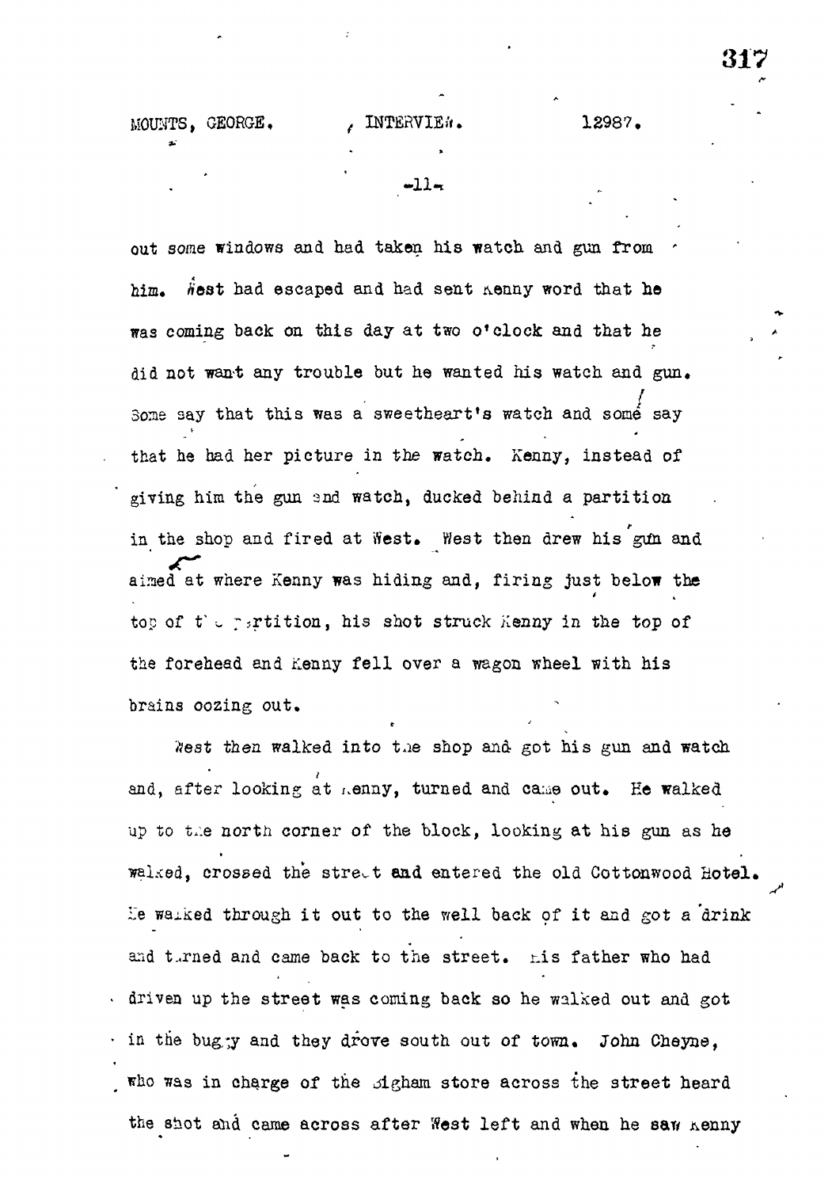out some windows and had taken his watch and gun from him. West had escaped and had sent Kenny word that he was coming back on this day at two o'clock and that he did not want any trouble but he wanted his watch and gun. Some say that this was a sweetheart's watch and some say that he had her picture in the watch. Kenny, instead of giving him the gun and watch, ducked behind a partition in the shop and fired at West. West then drew his gun and aimed at where Kenny was hiding and, firing just below the top of the partition, his shot struck Kenny in the top of the forehead and Kenny fell over a wagon wheel with his brains oozing out.

West then walked into the shop and got his gun and watch and, after looking at Kenny, turned and came out. He walked up to the north corner of the block, looking at his gun as he walked, crossed the street and entered the old Cottonwood Hotel. He walked through it out to the well back of it and got a drink and turned and came back to the street. His father who had driven up the street was coming back so he walked out and got in the buggy and they drove south out of town. John Cheyne, who was in charge of the Bigham store across the street heard the shot and came across after West left and when he saw Kenny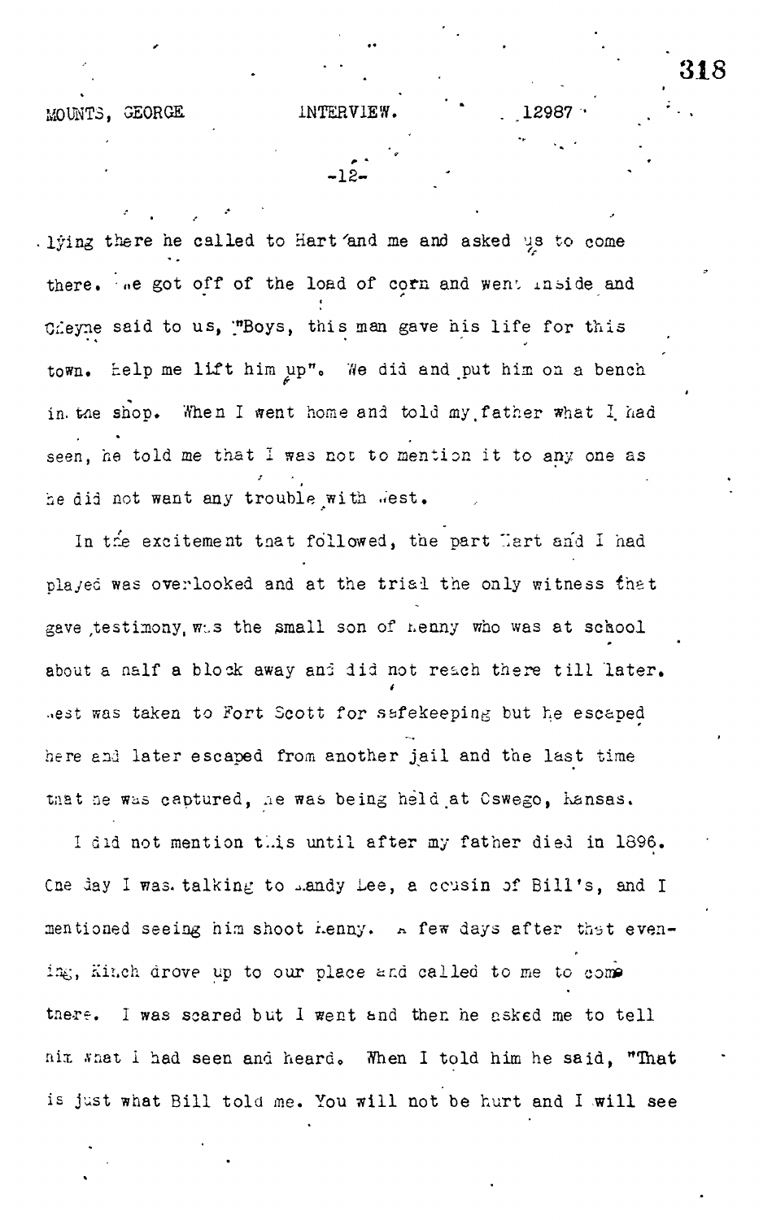lying there he called to Hart and me and asked us to come there. We got off of the load of corn and went inside and Cheyne said to us, "Boys, this man gave his life for this town. Help me lift him up". We did and put him on a bench in the shop. When I went home and told my father what I had seen, he told me that I was not to mention it to any one as he did not want any trouble with West.

In the excitement that followed, the part Hart and I had played was overlooked and at the trial the only witness that gave testimony was the small son of Kenny who was at school about a half a block away and did not reach there till later. West was taken to Fort Scott for safekeeping but he escaped here and later escaped from another jail and the last time that he was captured, he was being held at Oswego, Kansas.

I did not mention this until after my father died in 1896. One day I was talking to Sandy Lee, a cousin of Bill's, and I mentioned seeing him shoot Kenny. A few days after that evening, Kinch drove up to our place and called to me to come there. I was scared but I went and then he asked me to tell him what I had seen and heard. When I told him he said, "That is just what Bill told me. You will not be hurt and I will see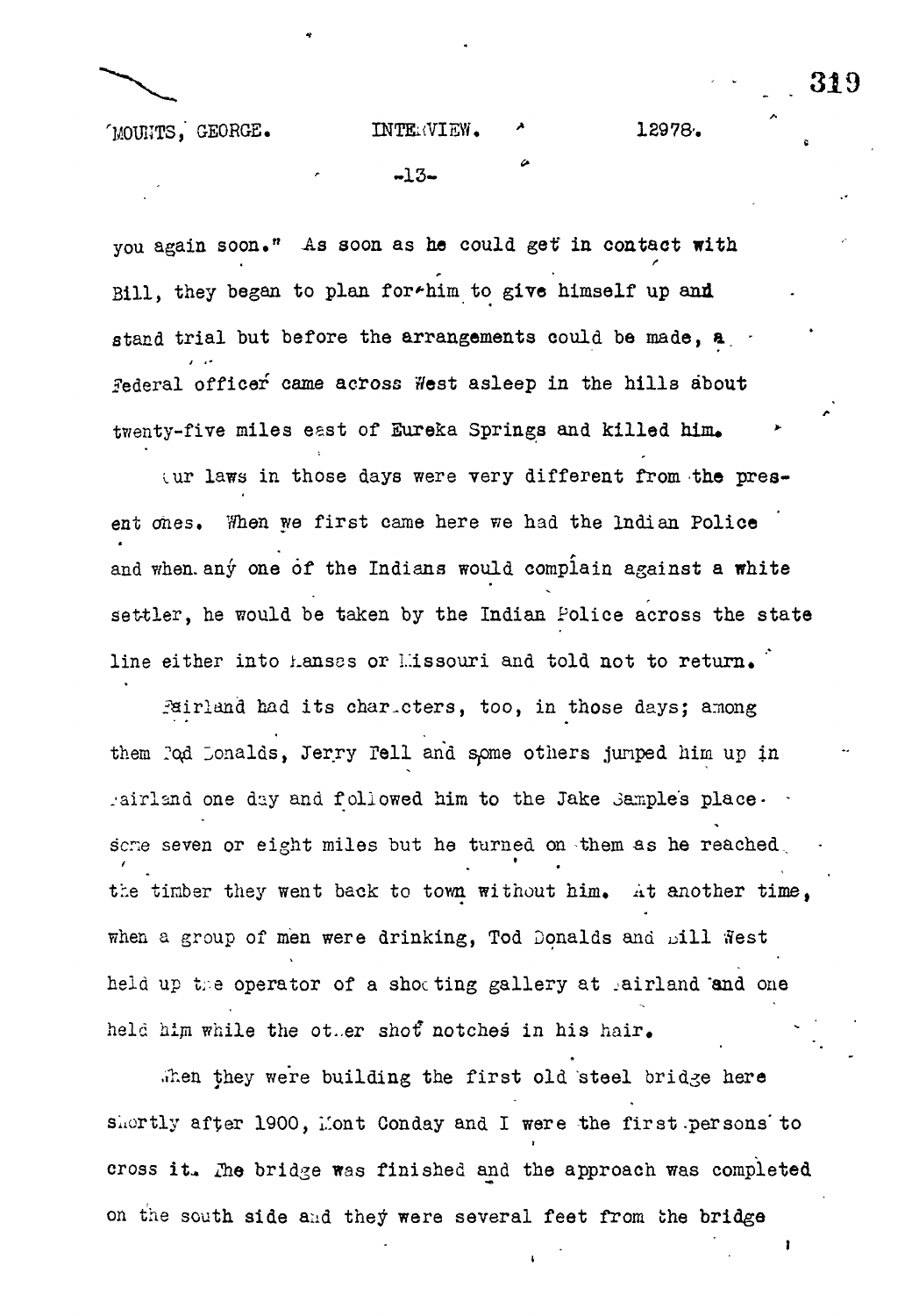you again soon." As soon as he could get in contact with Bill, they began to plan for him to give himself up and stand trial but before the arrangements could be made, a Federal officer came across West asleep in the hills about twenty-five miles east of Eureka Springs and killed him.

Our laws in those days were very different from the present ones. When we first came here we had the Indian Police and when any one of the Indians would complain against a white settler, he would be taken by the Indian Police across the state line either into Kansas or Missouri and told not to return.

Fairland had its characters, too, in those days; among them Tod Donalds, Jerry Fell and some others jumped him up in Fairland one day and followed him to the Jake Sample's place some seven or eight miles but he turned on them as he reached the timber they went back to town without him. At another time, when a group of men were drinking, Tod Donalds and Bill West held up the operator of a shooting gallery at Fairland and one held him while the other shot notches in his hair.

When they were building the first old steel bridge here shortly after 1900, Mont Conday and I were the first persons to cross it. The bridge was finished and the approach was completed on the south side and they were several feet from the bridge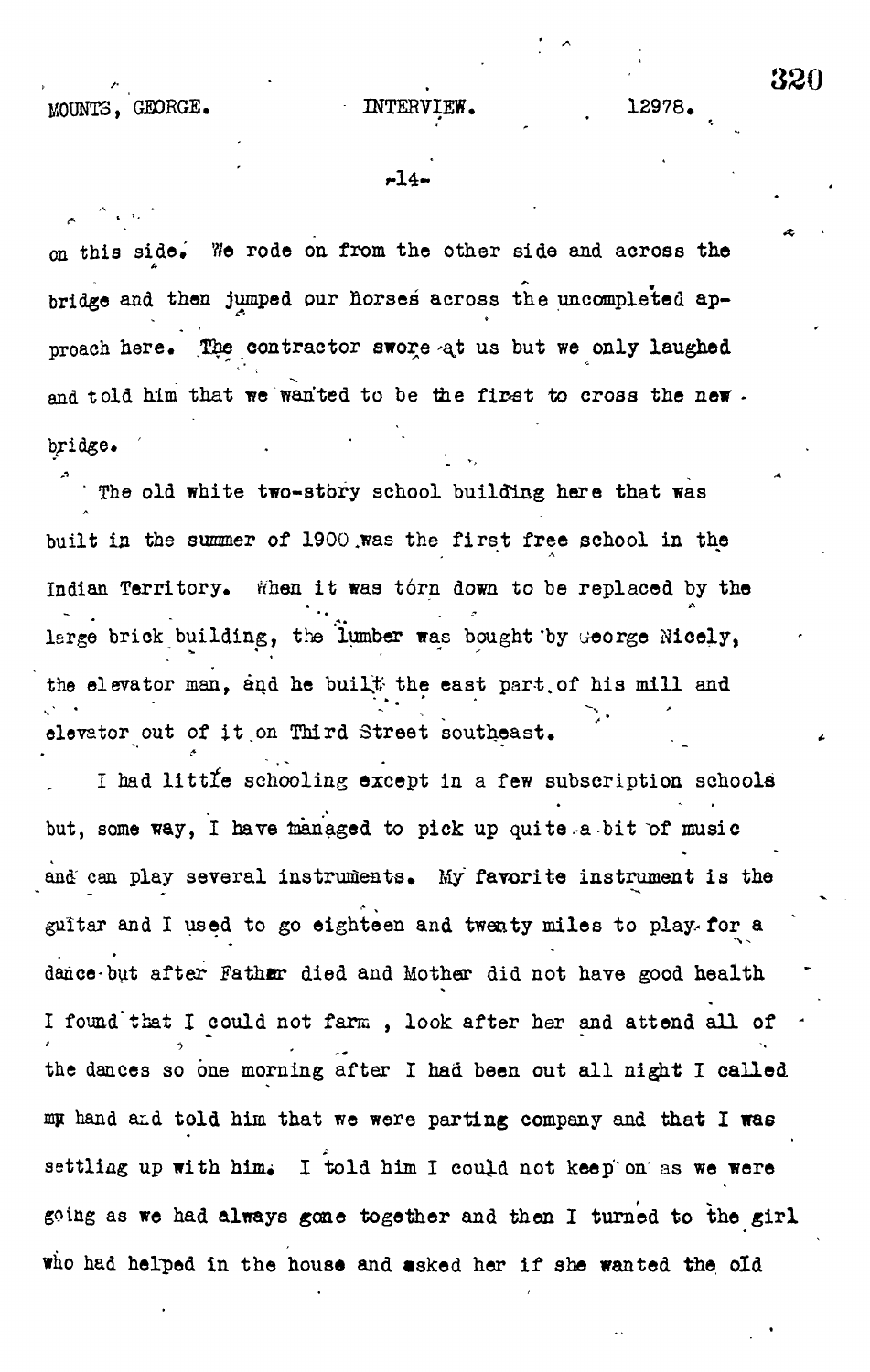on this side. We rode on from the other side and across the bridge and then jumped our horses across the uncompleted approach here. The contractor swore at us but we only laughed and told him that we wanted to be the first to cross the new bridge.

The old white two-story school building here that was built in the summer of 1900 was the first free school in the Indian Territory. When it was torn down to be replaced by the large brick building, the lumber was bought by George Nicely, the elevator man, and he built the east part of his mill and elevator out of it on Third Street southeast.

I had little schooling except in a few subscription schools but, some way, I have managed to pick up quite a bit of music and can play several instruments. My favorite instrument is the guitar and I used to go eighteen and twenty miles to play for a dance but after Father died and Mother did not have good health I found that I could not farm, look after her and attend all of the dances so one morning after I had been out all night I called my hand and told him that we were parting company and that I was settling up with him. I told him I could not keep on as we were going as we had always gone together and then I turned to the girl who had helped in the house and asked her if she wanted the old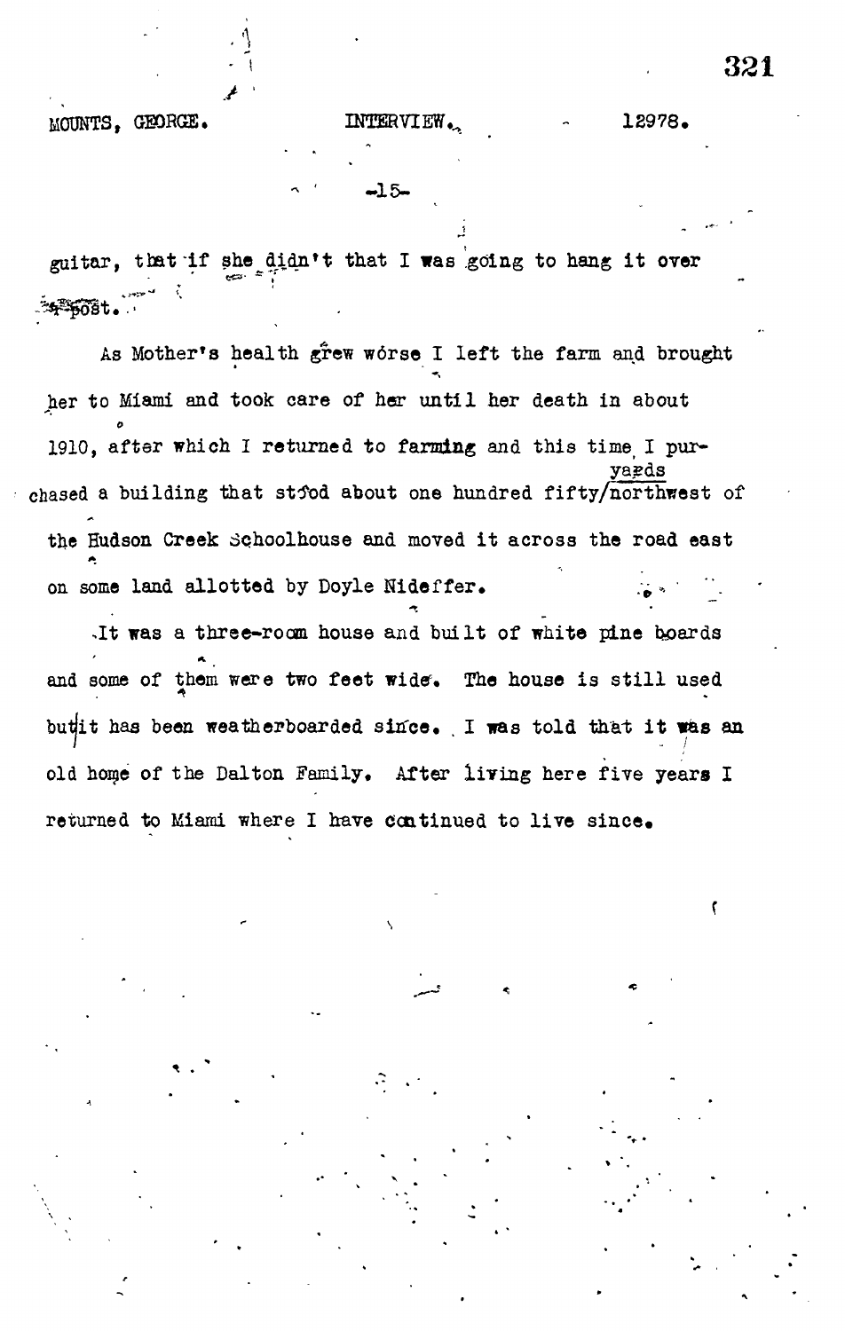guitar, that if she didn't that I was going to hang it over a post.

As Mother's health grew worse I left the farm and brought her to Miami and took care of her until her death in about 1910, after which I returned to farming and this time I purchased a building that stood about one hundred fifty yards northwest of the Hudson Creek Schoolhouse and moved it across the road east on some land allotted by Doyle Nideffer.

It was a three-room house and built of white pine boards and some of them were two feet wide. The house is still used but it has been weatherboarded since. I was told that it was an old home of the Dalton Family. After living here five years I returned to Miami where I have continued to live since.